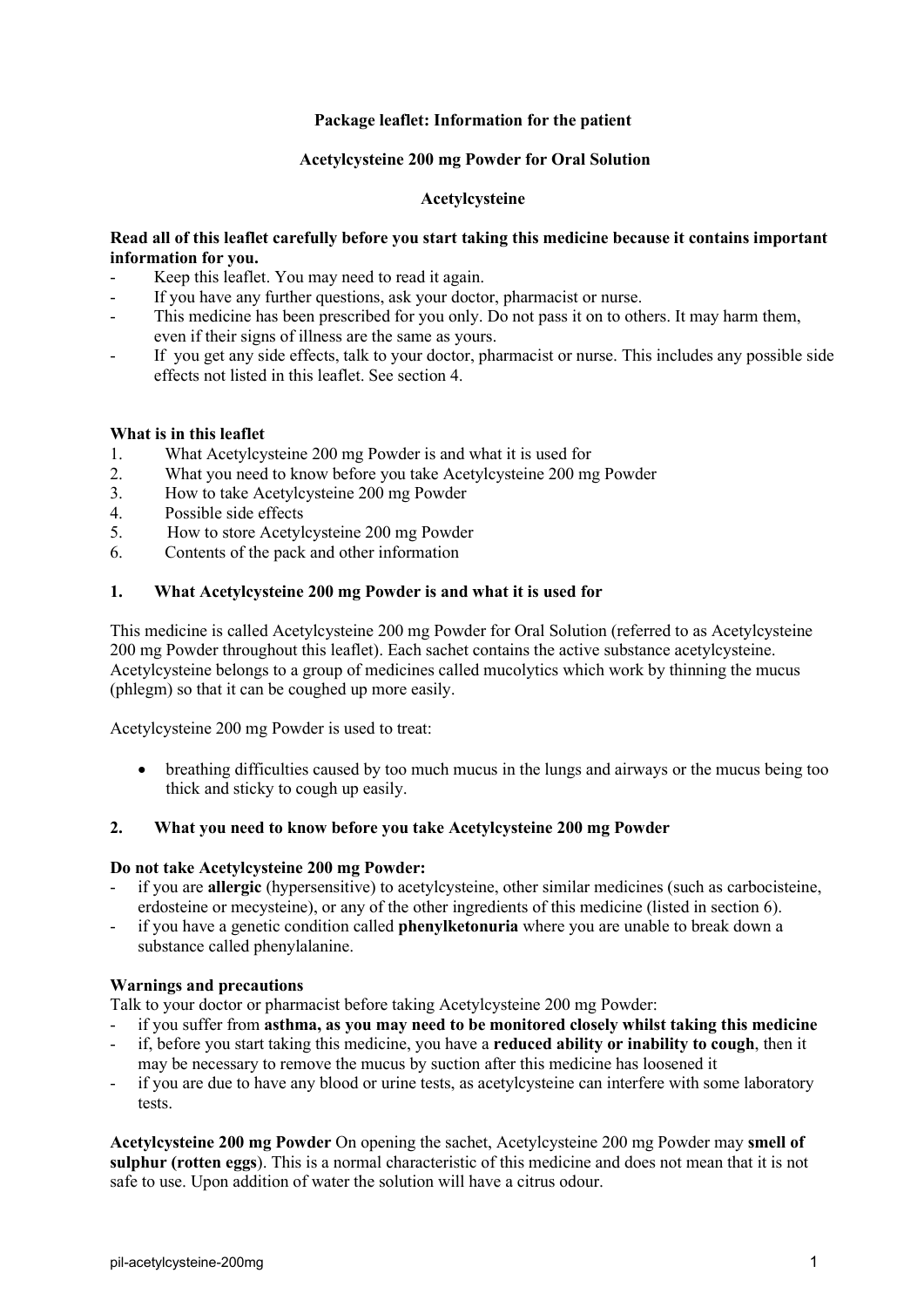**Package leaflet: Information for the patient**

**Acetylcysteine 200 mg Powder for Oral Solution**

**Acetylcysteine**

**Read all of this leaflet carefully before you start taking this medicine because it contains important information for you.**

- Keep this leaflet. You may need to read it again.
- If you have any further questions, ask your doctor, pharmacist or nurse.
- This medicine has been prescribed for you only. Do not pass it on to others. It may harm them, even if their signs of illness are the same as yours.
- If you get any side effects, talk to your doctor, pharmacist or nurse. This includes any possible side effects not listed in this leaflet. See section 4.

**What is in this leaflet**

1. What Acetylcysteine 200 mg Powder is and what it is used for
2. What you need to know before you take Acetylcysteine 200 mg Powder
3. How to take Acetylcysteine 200 mg Powder
4. Possible side effects
5. How to store Acetylcysteine 200 mg Powder
6. Contents of the pack and other information

## 1. What Acetylcysteine 200 mg Powder is and what it is used for

This medicine is called Acetylcysteine 200 mg Powder for Oral Solution (referred to as Acetylcysteine 200 mg Powder throughout this leaflet). Each sachet contains the active substance acetylcysteine. Acetylcysteine belongs to a group of medicines called mucolytics which work by thinning the mucus (phlegm) so that it can be coughed up more easily.

Acetylcysteine 200 mg Powder is used to treat:

- breathing difficulties caused by too much mucus in the lungs and airways or the mucus being too thick and sticky to cough up easily.

## 2. What you need to know before you take Acetylcysteine 200 mg Powder

**Do not take Acetylcysteine 200 mg Powder:**

- if you are **allergic** (hypersensitive) to acetylcysteine, other similar medicines (such as carbocisteine, erdosteine or mecysteine), or any of the other ingredients of this medicine (listed in section 6).
- if you have a genetic condition called **phenylketonuria** where you are unable to break down a substance called phenylalanine.

**Warnings and precautions**

Talk to your doctor or pharmacist before taking Acetylcysteine 200 mg Powder:

- if you suffer from **asthma, as you may need to be monitored closely whilst taking this medicine**
- if, before you start taking this medicine, you have a **reduced ability or inability to cough**, then it may be necessary to remove the mucus by suction after this medicine has loosened it
- if you are due to have any blood or urine tests, as acetylcysteine can interfere with some laboratory tests.

**Acetylcysteine 200 mg Powder** On opening the sachet, Acetylcysteine 200 mg Powder may **smell of sulphur (rotten eggs)**. This is a normal characteristic of this medicine and does not mean that it is not safe to use. Upon addition of water the solution will have a citrus odour.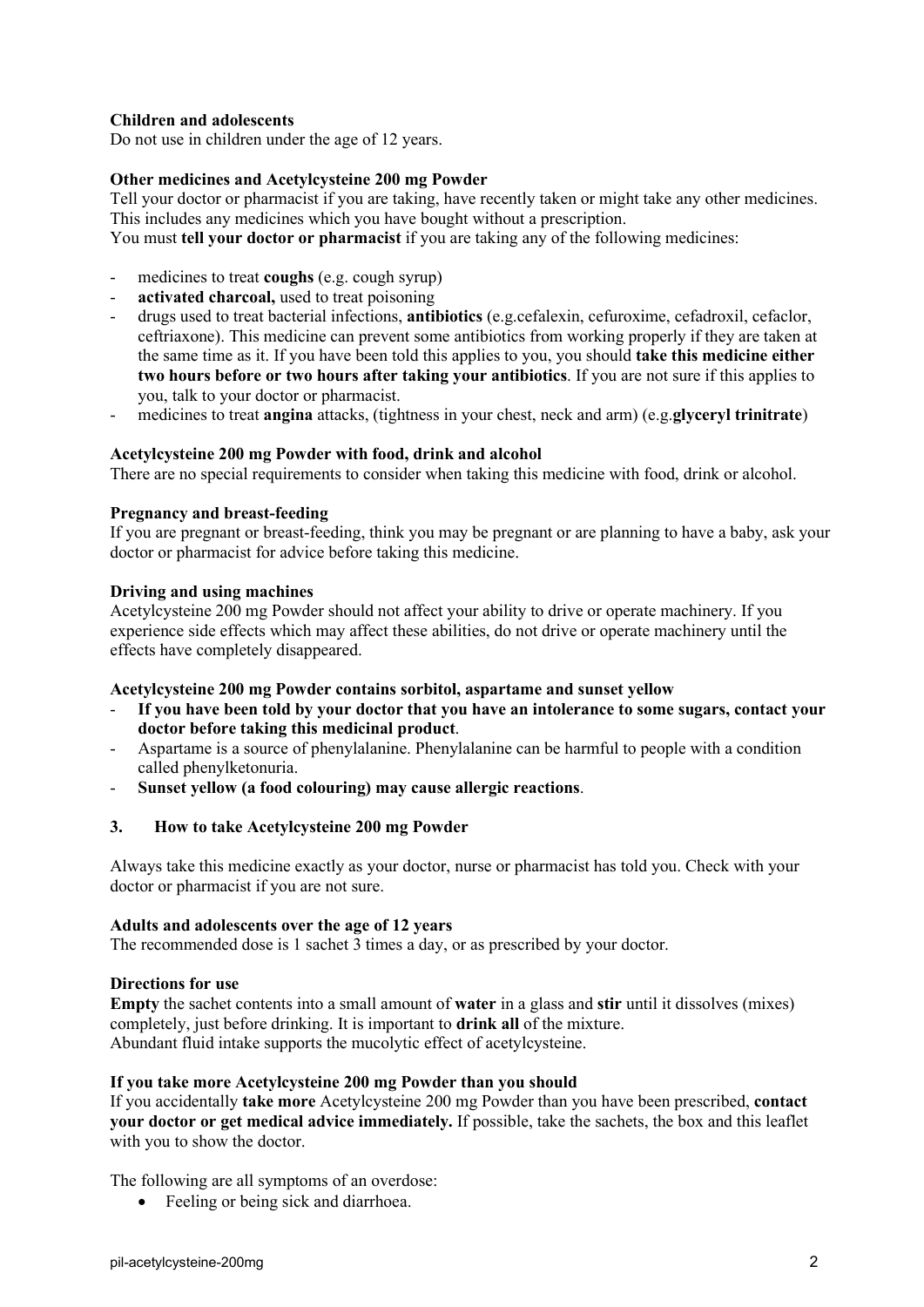**Children and adolescents**
Do not use in children under the age of 12 years.

**Other medicines and Acetylcysteine 200 mg Powder**
Tell your doctor or pharmacist if you are taking, have recently taken or might take any other medicines. This includes any medicines which you have bought without a prescription.
You must **tell your doctor or pharmacist** if you are taking any of the following medicines:

- medicines to treat **coughs** (e.g. cough syrup)
- **activated charcoal,** used to treat poisoning
- drugs used to treat bacterial infections, **antibiotics** (e.g.cefalexin, cefuroxime, cefadroxil, cefaclor, ceftriaxone). This medicine can prevent some antibiotics from working properly if they are taken at the same time as it. If you have been told this applies to you, you should **take this medicine either two hours before or two hours after taking your antibiotics**. If you are not sure if this applies to you, talk to your doctor or pharmacist.
- medicines to treat **angina** attacks, (tightness in your chest, neck and arm) (e.g.**glyceryl trinitrate**)

**Acetylcysteine 200 mg Powder with food, drink and alcohol**
There are no special requirements to consider when taking this medicine with food, drink or alcohol.

**Pregnancy and breast-feeding**
If you are pregnant or breast-feeding, think you may be pregnant or are planning to have a baby, ask your doctor or pharmacist for advice before taking this medicine.

**Driving and using machines**
Acetylcysteine 200 mg Powder should not affect your ability to drive or operate machinery. If you experience side effects which may affect these abilities, do not drive or operate machinery until the effects have completely disappeared.

**Acetylcysteine 200 mg Powder contains sorbitol, aspartame and sunset yellow**
- **If you have been told by your doctor that you have an intolerance to some sugars, contact your doctor before taking this medicinal product**.
- Aspartame is a source of phenylalanine. Phenylalanine can be harmful to people with a condition called phenylketonuria.
- **Sunset yellow (a food colouring) may cause allergic reactions**.

## 3. How to take Acetylcysteine 200 mg Powder

Always take this medicine exactly as your doctor, nurse or pharmacist has told you. Check with your doctor or pharmacist if you are not sure.

**Adults and adolescents over the age of 12 years**
The recommended dose is 1 sachet 3 times a day, or as prescribed by your doctor.

**Directions for use**
**Empty** the sachet contents into a small amount of **water** in a glass and **stir** until it dissolves (mixes) completely, just before drinking. It is important to **drink all** of the mixture.
Abundant fluid intake supports the mucolytic effect of acetylcysteine.

**If you take more Acetylcysteine 200 mg Powder than you should**
If you accidentally **take more** Acetylcysteine 200 mg Powder than you have been prescribed, **contact your doctor or get medical advice immediately.** If possible, take the sachets, the box and this leaflet with you to show the doctor.

The following are all symptoms of an overdose:
- Feeling or being sick and diarrhoea.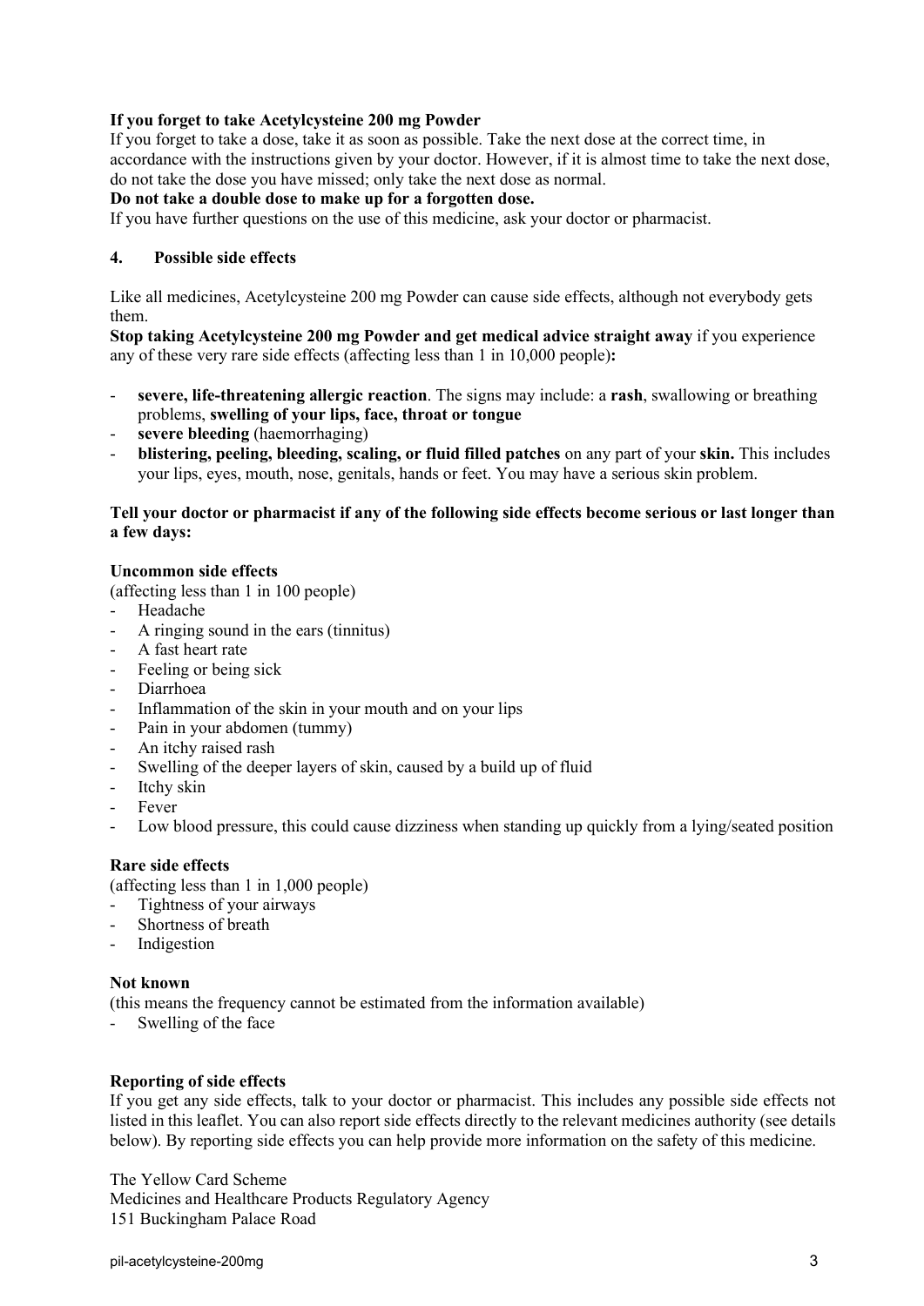**If you forget to take Acetylcysteine 200 mg Powder**

If you forget to take a dose, take it as soon as possible. Take the next dose at the correct time, in accordance with the instructions given by your doctor. However, if it is almost time to take the next dose, do not take the dose you have missed; only take the next dose as normal.

**Do not take a double dose to make up for a forgotten dose.**

If you have further questions on the use of this medicine, ask your doctor or pharmacist.

## 4. Possible side effects

Like all medicines, Acetylcysteine 200 mg Powder can cause side effects, although not everybody gets them.

**Stop taking Acetylcysteine 200 mg Powder and get medical advice straight away** if you experience any of these very rare side effects (affecting less than 1 in 10,000 people)**:**

- **severe, life-threatening allergic reaction**. The signs may include: a **rash**, swallowing or breathing problems, **swelling of your lips, face, throat or tongue**
- **severe bleeding** (haemorrhaging)
- **blistering, peeling, bleeding, scaling, or fluid filled patches** on any part of your **skin.** This includes your lips, eyes, mouth, nose, genitals, hands or feet. You may have a serious skin problem.

**Tell your doctor or pharmacist if any of the following side effects become serious or last longer than a few days:**

**Uncommon side effects**

(affecting less than 1 in 100 people)

- Headache
- A ringing sound in the ears (tinnitus)
- A fast heart rate
- Feeling or being sick
- Diarrhoea
- Inflammation of the skin in your mouth and on your lips
- Pain in your abdomen (tummy)
- An itchy raised rash
- Swelling of the deeper layers of skin, caused by a build up of fluid
- Itchy skin
- Fever
- Low blood pressure, this could cause dizziness when standing up quickly from a lying/seated position

**Rare side effects**

(affecting less than 1 in 1,000 people)

- Tightness of your airways
- Shortness of breath
- Indigestion

**Not known**

(this means the frequency cannot be estimated from the information available)

- Swelling of the face

**Reporting of side effects**

If you get any side effects, talk to your doctor or pharmacist. This includes any possible side effects not listed in this leaflet. You can also report side effects directly to the relevant medicines authority (see details below). By reporting side effects you can help provide more information on the safety of this medicine.

The Yellow Card Scheme
Medicines and Healthcare Products Regulatory Agency
151 Buckingham Palace Road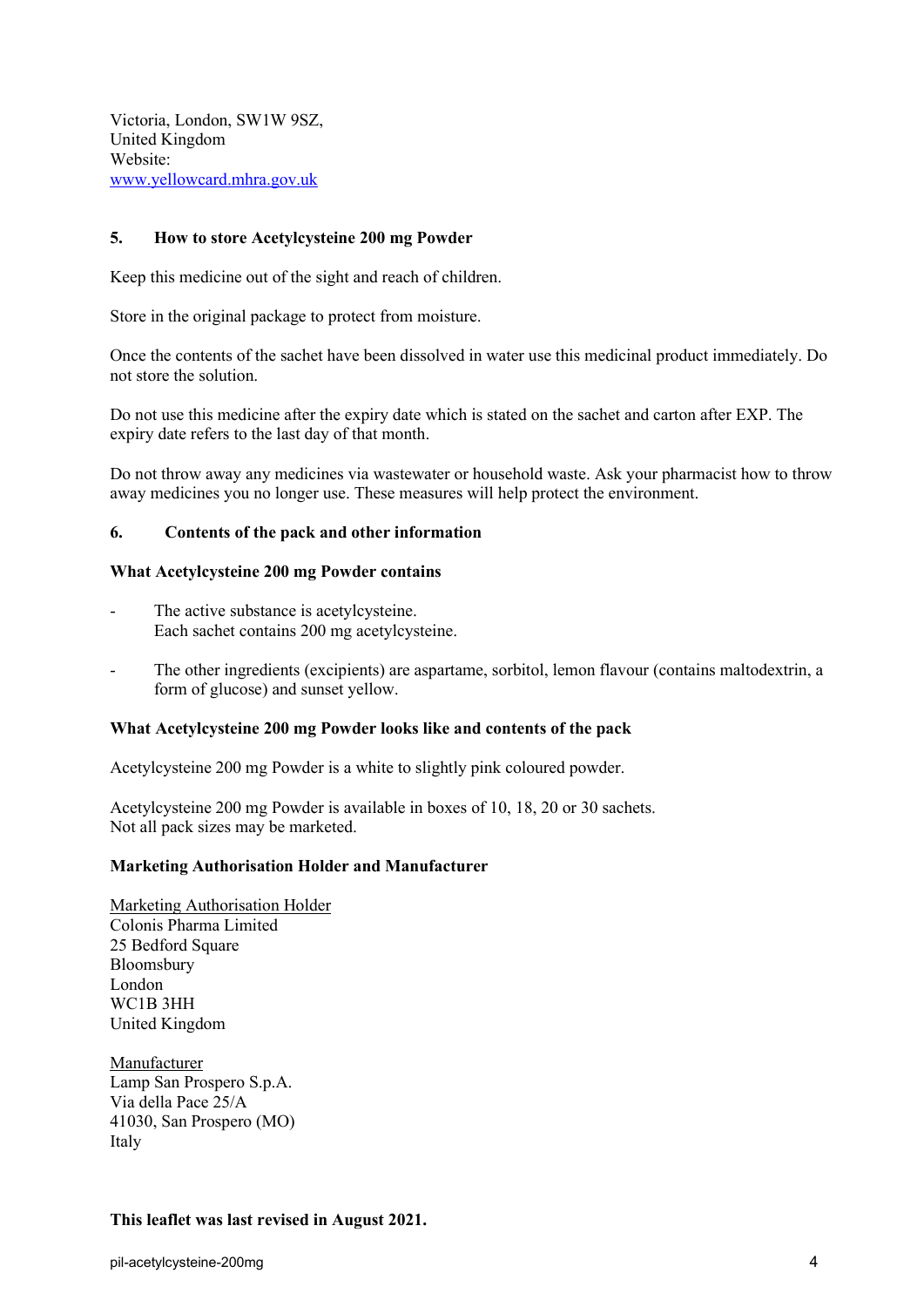Victoria, London, SW1W 9SZ,
United Kingdom
Website:
[www.yellowcard.mhra.gov.uk](http://www.yellowcard.mhra.gov.uk)

## 5. How to store Acetylcysteine 200 mg Powder

Keep this medicine out of the sight and reach of children.

Store in the original package to protect from moisture.

Once the contents of the sachet have been dissolved in water use this medicinal product immediately. Do not store the solution.

Do not use this medicine after the expiry date which is stated on the sachet and carton after EXP. The expiry date refers to the last day of that month.

Do not throw away any medicines via wastewater or household waste. Ask your pharmacist how to throw away medicines you no longer use. These measures will help protect the environment.

## 6. Contents of the pack and other information

### What Acetylcysteine 200 mg Powder contains

- The active substance is acetylcysteine.
  Each sachet contains 200 mg acetylcysteine.
- The other ingredients (excipients) are aspartame, sorbitol, lemon flavour (contains maltodextrin, a form of glucose) and sunset yellow.

### What Acetylcysteine 200 mg Powder looks like and contents of the pack

Acetylcysteine 200 mg Powder is a white to slightly pink coloured powder.

Acetylcysteine 200 mg Powder is available in boxes of 10, 18, 20 or 30 sachets.
Not all pack sizes may be marketed.

### Marketing Authorisation Holder and Manufacturer

Marketing Authorisation Holder
Colonis Pharma Limited
25 Bedford Square
Bloomsbury
London
WC1B 3HH
United Kingdom

Manufacturer
Lamp San Prospero S.p.A.
Via della Pace 25/A
41030, San Prospero (MO)
Italy

**This leaflet was last revised in August 2021.**